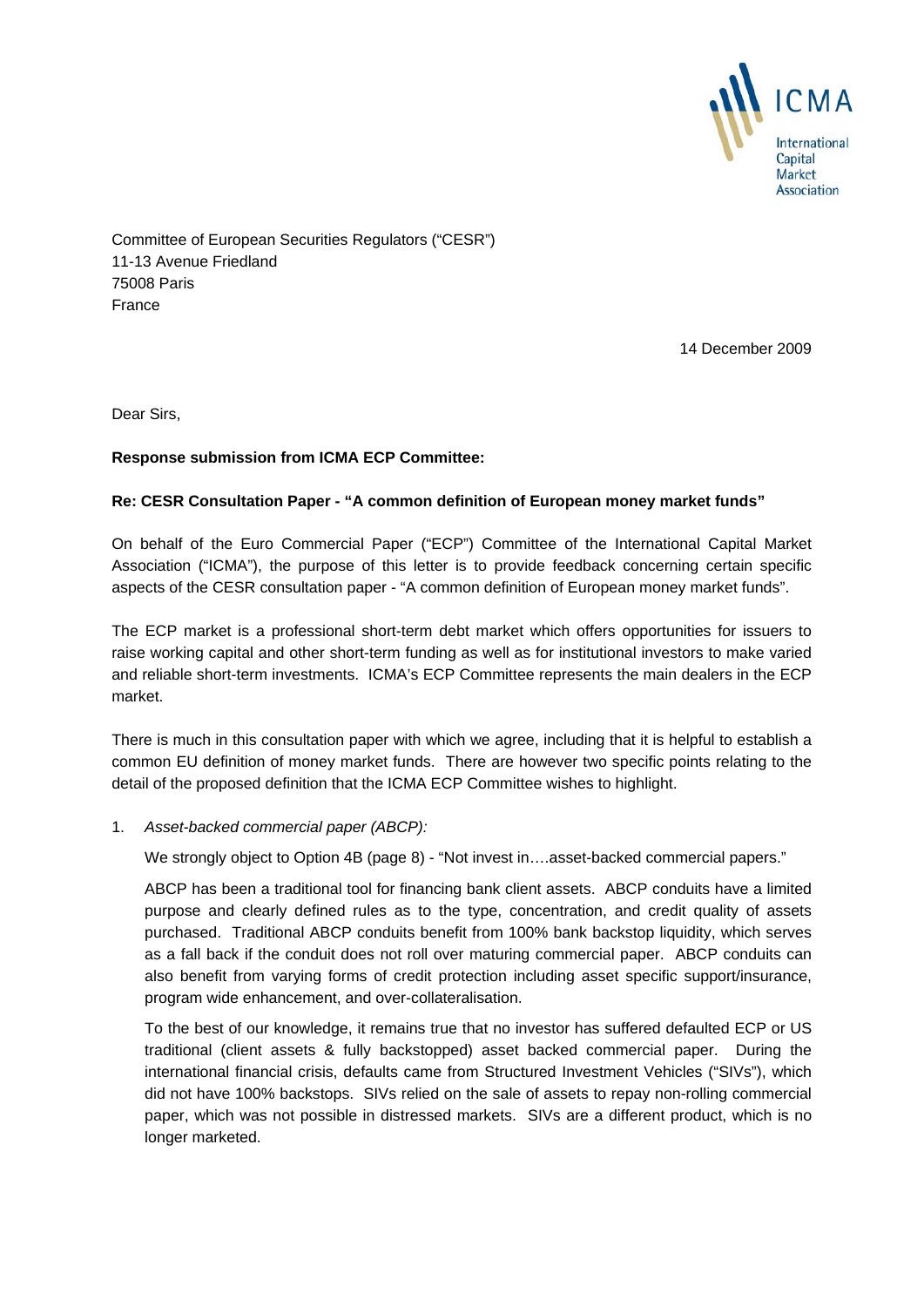ICMA

International Capital Market Association

Committee of European Securities Regulators ("CESR")
11-13 Avenue Friedland
75008 Paris
France

14 December 2009

Dear Sirs,

**Response submission from ICMA ECP Committee:**

**Re: CESR Consultation Paper - "A common definition of European money market funds"**

On behalf of the Euro Commercial Paper ("ECP") Committee of the International Capital Market Association ("ICMA"), the purpose of this letter is to provide feedback concerning certain specific aspects of the CESR consultation paper - "A common definition of European money market funds".

The ECP market is a professional short-term debt market which offers opportunities for issuers to raise working capital and other short-term funding as well as for institutional investors to make varied and reliable short-term investments. ICMA's ECP Committee represents the main dealers in the ECP market.

There is much in this consultation paper with which we agree, including that it is helpful to establish a common EU definition of money market funds. There are however two specific points relating to the detail of the proposed definition that the ICMA ECP Committee wishes to highlight.

1. *Asset-backed commercial paper (ABCP):*

   We strongly object to Option 4B (page 8) - "Not invest in….asset-backed commercial papers."

   ABCP has been a traditional tool for financing bank client assets. ABCP conduits have a limited purpose and clearly defined rules as to the type, concentration, and credit quality of assets purchased. Traditional ABCP conduits benefit from 100% bank backstop liquidity, which serves as a fall back if the conduit does not roll over maturing commercial paper. ABCP conduits can also benefit from varying forms of credit protection including asset specific support/insurance, program wide enhancement, and over-collateralisation.

   To the best of our knowledge, it remains true that no investor has suffered defaulted ECP or US traditional (client assets & fully backstopped) asset backed commercial paper. During the international financial crisis, defaults came from Structured Investment Vehicles ("SIVs"), which did not have 100% backstops. SIVs relied on the sale of assets to repay non-rolling commercial paper, which was not possible in distressed markets. SIVs are a different product, which is no longer marketed.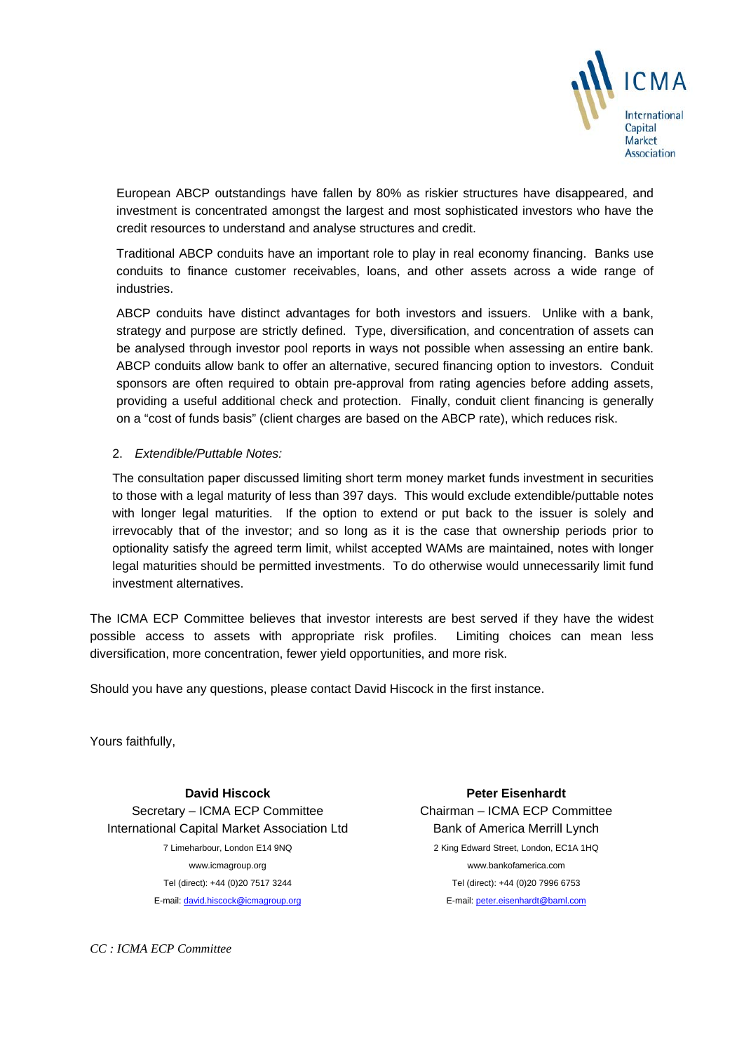European ABCP outstandings have fallen by 80% as riskier structures have disappeared, and investment is concentrated amongst the largest and most sophisticated investors who have the credit resources to understand and analyse structures and credit.

Traditional ABCP conduits have an important role to play in real economy financing. Banks use conduits to finance customer receivables, loans, and other assets across a wide range of industries.

ABCP conduits have distinct advantages for both investors and issuers. Unlike with a bank, strategy and purpose are strictly defined. Type, diversification, and concentration of assets can be analysed through investor pool reports in ways not possible when assessing an entire bank. ABCP conduits allow bank to offer an alternative, secured financing option to investors. Conduit sponsors are often required to obtain pre-approval from rating agencies before adding assets, providing a useful additional check and protection. Finally, conduit client financing is generally on a "cost of funds basis" (client charges are based on the ABCP rate), which reduces risk.

2. *Extendible/Puttable Notes:*

The consultation paper discussed limiting short term money market funds investment in securities to those with a legal maturity of less than 397 days. This would exclude extendible/puttable notes with longer legal maturities. If the option to extend or put back to the issuer is solely and irrevocably that of the investor; and so long as it is the case that ownership periods prior to optionality satisfy the agreed term limit, whilst accepted WAMs are maintained, notes with longer legal maturities should be permitted investments. To do otherwise would unnecessarily limit fund investment alternatives.

The ICMA ECP Committee believes that investor interests are best served if they have the widest possible access to assets with appropriate risk profiles. Limiting choices can mean less diversification, more concentration, fewer yield opportunities, and more risk.

Should you have any questions, please contact David Hiscock in the first instance.

Yours faithfully,

**David Hiscock**
Secretary – ICMA ECP Committee
International Capital Market Association Ltd
7 Limeharbour, London E14 9NQ
www.icmagroup.org
Tel (direct): +44 (0)20 7517 3244
E-mail: david.hiscock@icmagroup.org

**Peter Eisenhardt**
Chairman – ICMA ECP Committee
Bank of America Merrill Lynch
2 King Edward Street, London, EC1A 1HQ
www.bankofamerica.com
Tel (direct): +44 (0)20 7996 6753
E-mail: peter.eisenhardt@baml.com

*CC : ICMA ECP Committee*